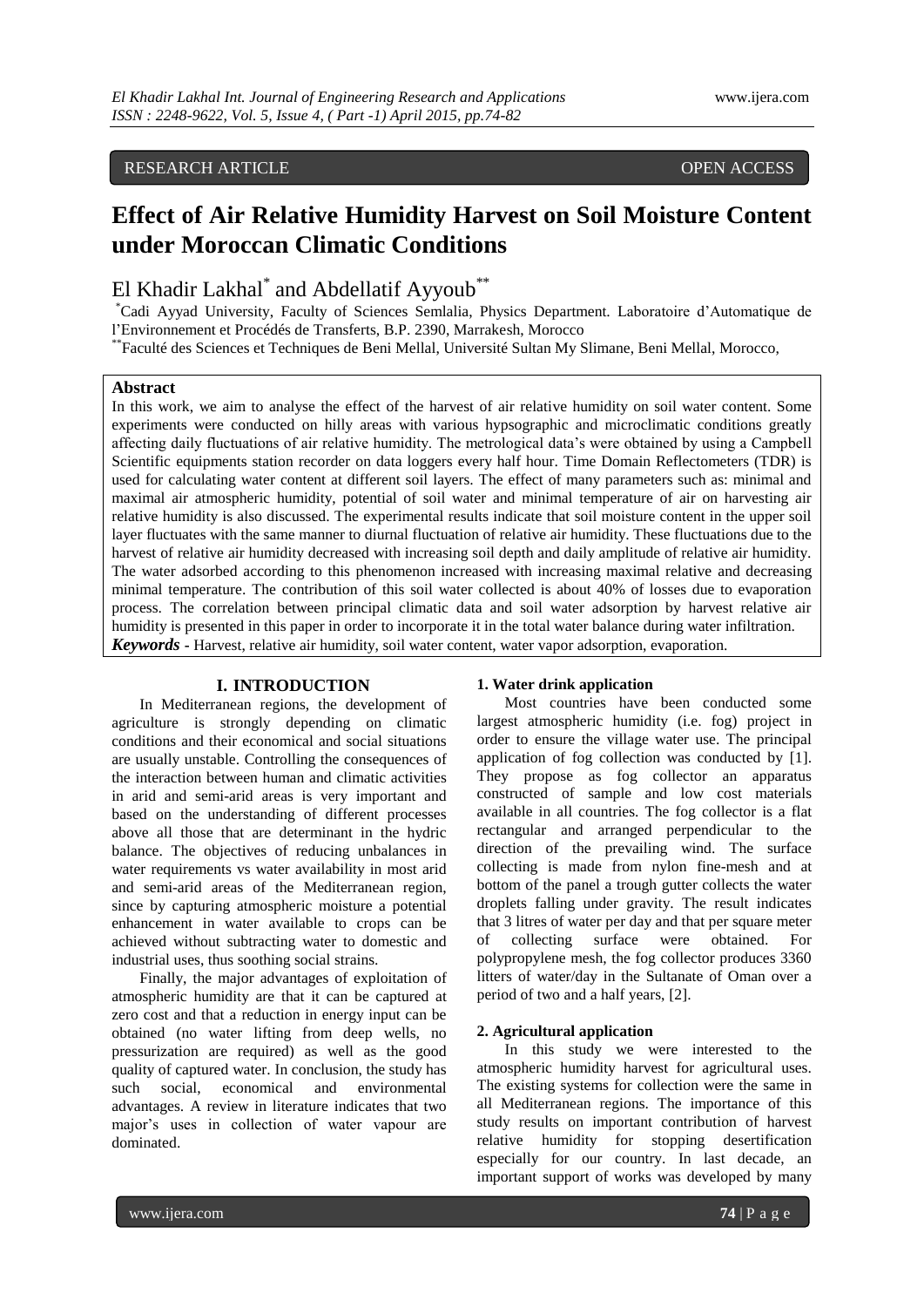RESEARCH ARTICLE OPEN ACCESS

# Effect of Air Relative Humidity Harvest on Soil Moisture Content under Moroccan Climatic Conditions

El Khadir Lakhal[*] and Abdellatif Ayyoub[**]

[*]Cadi Ayyad University, Faculty of Sciences Semlalia, Physics Department. Laboratoire d'Automatique de l'Environnement et Procédés de Transferts, B.P. 2390, Marrakesh, Morocco

[**]Faculté des Sciences et Techniques de Beni Mellal, Université Sultan My Slimane, Beni Mellal, Morocco,

## Abstract

In this work, we aim to analyse the effect of the harvest of air relative humidity on soil water content. Some experiments were conducted on hilly areas with various hypsographic and microclimatic conditions greatly affecting daily fluctuations of air relative humidity. The metrological data's were obtained by using a Campbell Scientific equipments station recorder on data loggers every half hour. Time Domain Reflectometers (TDR) is used for calculating water content at different soil layers. The effect of many parameters such as: minimal and maximal air atmospheric humidity, potential of soil water and minimal temperature of air on harvesting air relative humidity is also discussed. The experimental results indicate that soil moisture content in the upper soil layer fluctuates with the same manner to diurnal fluctuation of relative air humidity. These fluctuations due to the harvest of relative air humidity decreased with increasing soil depth and daily amplitude of relative air humidity. The water adsorbed according to this phenomenon increased with increasing maximal relative and decreasing minimal temperature. The contribution of this soil water collected is about 40% of losses due to evaporation process. The correlation between principal climatic data and soil water adsorption by harvest relative air humidity is presented in this paper in order to incorporate it in the total water balance during water infiltration.

***Keywords*** **-** Harvest, relative air humidity, soil water content, water vapor adsorption, evaporation.

## I. INTRODUCTION

In Mediterranean regions, the development of agriculture is strongly depending on climatic conditions and their economical and social situations are usually unstable. Controlling the consequences of the interaction between human and climatic activities in arid and semi-arid areas is very important and based on the understanding of different processes above all those that are determinant in the hydric balance. The objectives of reducing unbalances in water requirements vs water availability in most arid and semi-arid areas of the Mediterranean region, since by capturing atmospheric moisture a potential enhancement in water available to crops can be achieved without subtracting water to domestic and industrial uses, thus soothing social strains.

Finally, the major advantages of exploitation of atmospheric humidity are that it can be captured at zero cost and that a reduction in energy input can be obtained (no water lifting from deep wells, no pressurization are required) as well as the good quality of captured water. In conclusion, the study has such social, economical and environmental advantages. A review in literature indicates that two major's uses in collection of water vapour are dominated.

### 1. Water drink application

Most countries have been conducted some largest atmospheric humidity (i.e. fog) project in order to ensure the village water use. The principal application of fog collection was conducted by [1]. They propose as fog collector an apparatus constructed of sample and low cost materials available in all countries. The fog collector is a flat rectangular and arranged perpendicular to the direction of the prevailing wind. The surface collecting is made from nylon fine-mesh and at bottom of the panel a trough gutter collects the water droplets falling under gravity. The result indicates that 3 litres of water per day and that per square meter of collecting surface were obtained. For polypropylene mesh, the fog collector produces 3360 litters of water/day in the Sultanate of Oman over a period of two and a half years, [2].

### 2. Agricultural application

In this study we were interested to the atmospheric humidity harvest for agricultural uses. The existing systems for collection were the same in all Mediterranean regions. The importance of this study results on important contribution of harvest relative humidity for stopping desertification especially for our country. In last decade, an important support of works was developed by many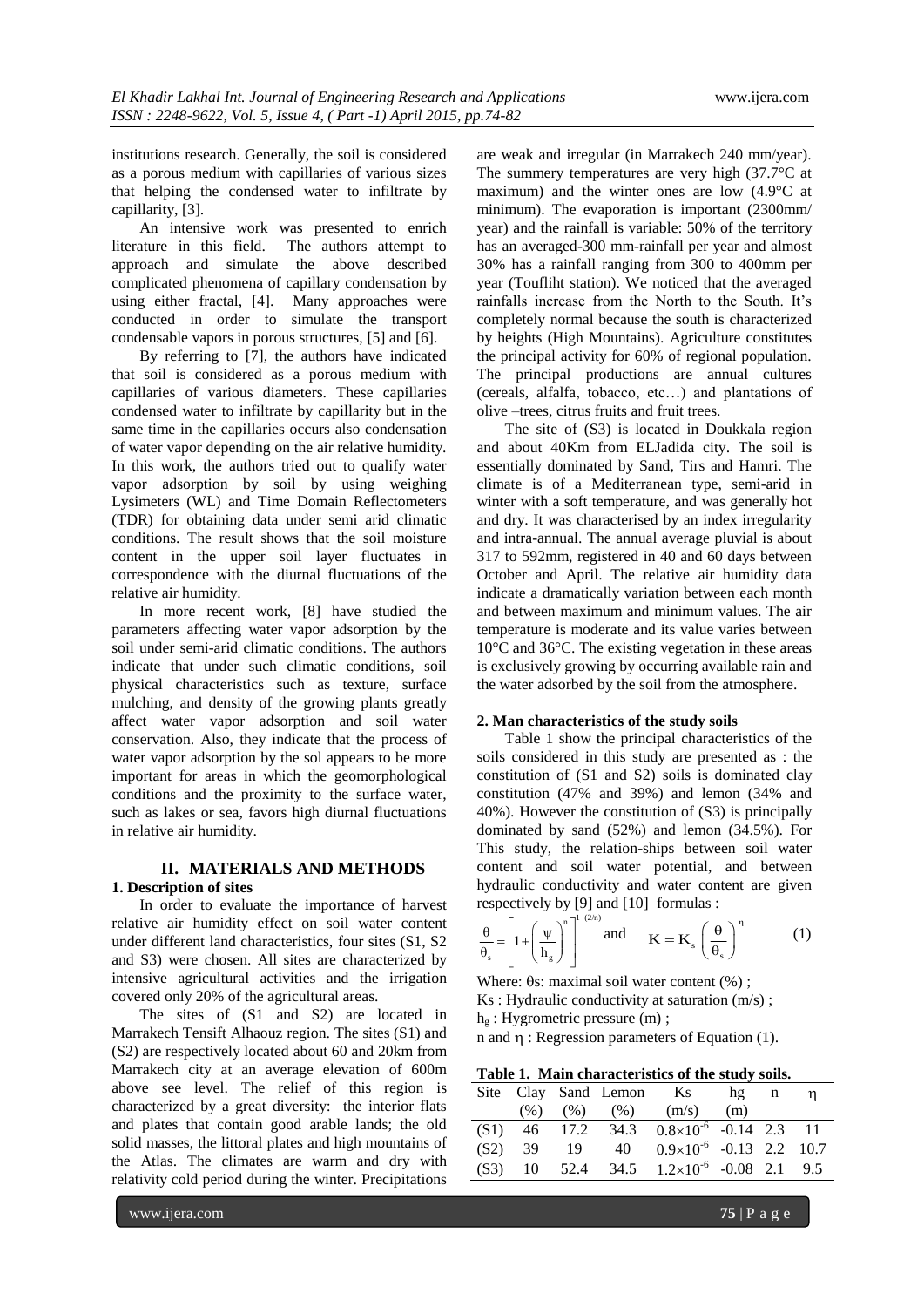institutions research. Generally, the soil is considered as a porous medium with capillaries of various sizes that helping the condensed water to infiltrate by capillarity, [3].

An intensive work was presented to enrich literature in this field. The authors attempt to approach and simulate the above described complicated phenomena of capillary condensation by using either fractal, [4]. Many approaches were conducted in order to simulate the transport condensable vapors in porous structures, [5] and [6].

By referring to [7], the authors have indicated that soil is considered as a porous medium with capillaries of various diameters. These capillaries condensed water to infiltrate by capillarity but in the same time in the capillaries occurs also condensation of water vapor depending on the air relative humidity. In this work, the authors tried out to qualify water vapor adsorption by soil by using weighing Lysimeters (WL) and Time Domain Reflectometers (TDR) for obtaining data under semi arid climatic conditions. The result shows that the soil moisture content in the upper soil layer fluctuates in correspondence with the diurnal fluctuations of the relative air humidity.

In more recent work, [8] have studied the parameters affecting water vapor adsorption by the soil under semi-arid climatic conditions. The authors indicate that under such climatic conditions, soil physical characteristics such as texture, surface mulching, and density of the growing plants greatly affect water vapor adsorption and soil water conservation. Also, they indicate that the process of water vapor adsorption by the sol appears to be more important for areas in which the geomorphological conditions and the proximity to the surface water, such as lakes or sea, favors high diurnal fluctuations in relative air humidity.

## II. MATERIALS AND METHODS

### 1. Description of sites

In order to evaluate the importance of harvest relative air humidity effect on soil water content under different land characteristics, four sites (S1, S2 and S3) were chosen. All sites are characterized by intensive agricultural activities and the irrigation covered only 20% of the agricultural areas.

The sites of (S1 and S2) are located in Marrakech Tensift Alhaouz region. The sites (S1) and (S2) are respectively located about 60 and 20km from Marrakech city at an average elevation of 600m above see level. The relief of this region is characterized by a great diversity: the interior flats and plates that contain good arable lands; the old solid masses, the littoral plates and high mountains of the Atlas. The climates are warm and dry with relativity cold period during the winter. Precipitations are weak and irregular (in Marrakech 240 mm/year). The summery temperatures are very high (37.7°C at maximum) and the winter ones are low (4.9°C at minimum). The evaporation is important (2300mm/ year) and the rainfall is variable: 50% of the territory has an averaged-300 mm-rainfall per year and almost 30% has a rainfall ranging from 300 to 400mm per year (Toufliht station). We noticed that the averaged rainfalls increase from the North to the South. It's completely normal because the south is characterized by heights (High Mountains). Agriculture constitutes the principal activity for 60% of regional population. The principal productions are annual cultures (cereals, alfalfa, tobacco, etc…) and plantations of olive –trees, citrus fruits and fruit trees.

The site of (S3) is located in Doukkala region and about 40Km from ELJadida city. The soil is essentially dominated by Sand, Tirs and Hamri. The climate is of a Mediterranean type, semi-arid in winter with a soft temperature, and was generally hot and dry. It was characterised by an index irregularity and intra-annual. The annual average pluvial is about 317 to 592mm, registered in 40 and 60 days between October and April. The relative air humidity data indicate a dramatically variation between each month and between maximum and minimum values. The air temperature is moderate and its value varies between 10°C and 36°C. The existing vegetation in these areas is exclusively growing by occurring available rain and the water adsorbed by the soil from the atmosphere.

### 2. Man characteristics of the study soils

Table 1 show the principal characteristics of the soils considered in this study are presented as : the constitution of (S1 and S2) soils is dominated clay constitution (47% and 39%) and lemon (34% and 40%). However the constitution of (S3) is principally dominated by sand (52%) and lemon (34.5%). For This study, the relation-ships between soil water content and soil water potential, and between hydraulic conductivity and water content are given respectively by [9] and [10] formulas :

$$\frac{\theta}{\theta_s} = \left[1 + \left(\frac{\psi}{h_g}\right)^n\right]^{1-(2/n)} \quad \text{and} \quad K = K_s\left(\frac{\theta}{\theta_s}\right)^\eta \qquad (1)$$

Where: $\theta s$: maximal soil water content (%) ;
Ks : Hydraulic conductivity at saturation (m/s) ;
$h_g$ : Hygrometric pressure (m) ;
n and $\eta$ : Regression parameters of Equation (1).

**Table 1. Main characteristics of the study soils.**

| Site | Clay (%) | Sand (%) | Lemon (%) | Ks (m/s) | hg (m) | n | $\eta$ |
|---|---|---|---|---|---|---|---|
| (S1) | 46 | 17.2 | 34.3 | $0.8\times10^{-6}$ | -0.14 | 2.3 | 11 |
| (S2) | 39 | 19 | 40 | $0.9\times10^{-6}$ | -0.13 | 2.2 | 10.7 |
| (S3) | 10 | 52.4 | 34.5 | $1.2\times10^{-6}$ | -0.08 | 2.1 | 9.5 |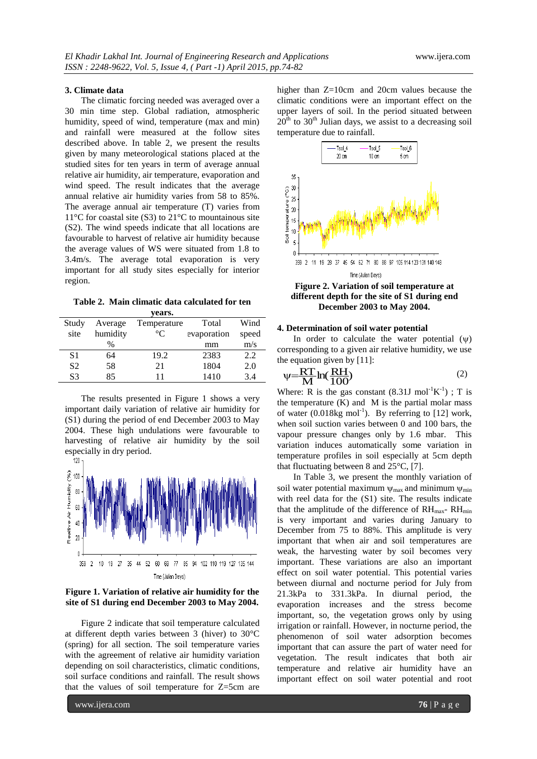### 3. Climate data

The climatic forcing needed was averaged over a 30 min time step. Global radiation, atmospheric humidity, speed of wind, temperature (max and min) and rainfall were measured at the follow sites described above. In table 2, we present the results given by many meteorological stations placed at the studied sites for ten years in term of average annual relative air humidity, air temperature, evaporation and wind speed. The result indicates that the average annual relative air humidity varies from 58 to 85%. The average annual air temperature (T) varies from 11°C for coastal site (S3) to 21°C to mountainous site (S2). The wind speeds indicate that all locations are favourable to harvest of relative air humidity because the average values of WS were situated from 1.8 to 3.4m/s. The average total evaporation is very important for all study sites especially for interior region.

**Table 2. Main climatic data calculated for ten years.**

| Study site | Average humidity % | Temperature °C | Total evaporation mm | Wind speed m/s |
|---|---|---|---|---|
| S1 | 64 | 19.2 | 2383 | 2.2 |
| S2 | 58 | 21 | 1804 | 2.0 |
| S3 | 85 | 11 | 1410 | 3.4 |

The results presented in Figure 1 shows a very important daily variation of relative air humidity for (S1) during the period of end December 2003 to May 2004. These high undulations were favourable to harvesting of relative air humidity by the soil especially in dry period.

**Figure 1. Variation of relative air humidity for the site of S1 during end December 2003 to May 2004.**

Figure 2 indicate that soil temperature calculated at different depth varies between 3 (hiver) to 30°C (spring) for all section. The soil temperature varies with the agreement of relative air humidity variation depending on soil characteristics, climatic conditions, soil surface conditions and rainfall. The result shows that the values of soil temperature for Z=5cm are higher than Z=10cm and 20cm values because the climatic conditions were an important effect on the upper layers of soil. In the period situated between 20[th] to 30[th] Julian days, we assist to a decreasing soil temperature due to rainfall.

**Figure 2. Variation of soil temperature at different depth for the site of S1 during end December 2003 to May 2004.**

### 4. Determination of soil water potential

In order to calculate the water potential ($\psi$) corresponding to a given air relative humidity, we use the equation given by [11]:

$$\psi = \frac{RT}{M}\ln\left(\frac{RH}{100}\right) \tag{2}$$

Where: R is the gas constant ($8.31 J\ mol^{-1}K^{-1}$) ; T is the temperature (K) and M is the partial molar mass of water ($0.018 kg\ mol^{-1}$). By referring to [12] work, when soil suction varies between 0 and 100 bars, the vapour pressure changes only by 1.6 mbar. This variation induces automatically some variation in temperature profiles in soil especially at 5cm depth that fluctuating between 8 and 25°C, [7].

In Table 3, we present the monthly variation of soil water potential maximum $\psi_{max}$ and minimum $\psi_{min}$ with reel data for the (S1) site. The results indicate that the amplitude of the difference of $RH_{max}$- $RH_{min}$ is very important and varies during January to December from 75 to 88%. This amplitude is very important that when air and soil temperatures are weak, the harvesting water by soil becomes very important. These variations are also an important effect on soil water potential. This potential varies between diurnal and nocturne period for July from 21.3kPa to 331.3kPa. In diurnal period, the evaporation increases and the stress become important, so, the vegetation grows only by using irrigation or rainfall. However, in nocturne period, the phenomenon of soil water adsorption becomes important that can assure the part of water need for vegetation. The result indicates that both air temperature and relative air humidity have an important effect on soil water potential and root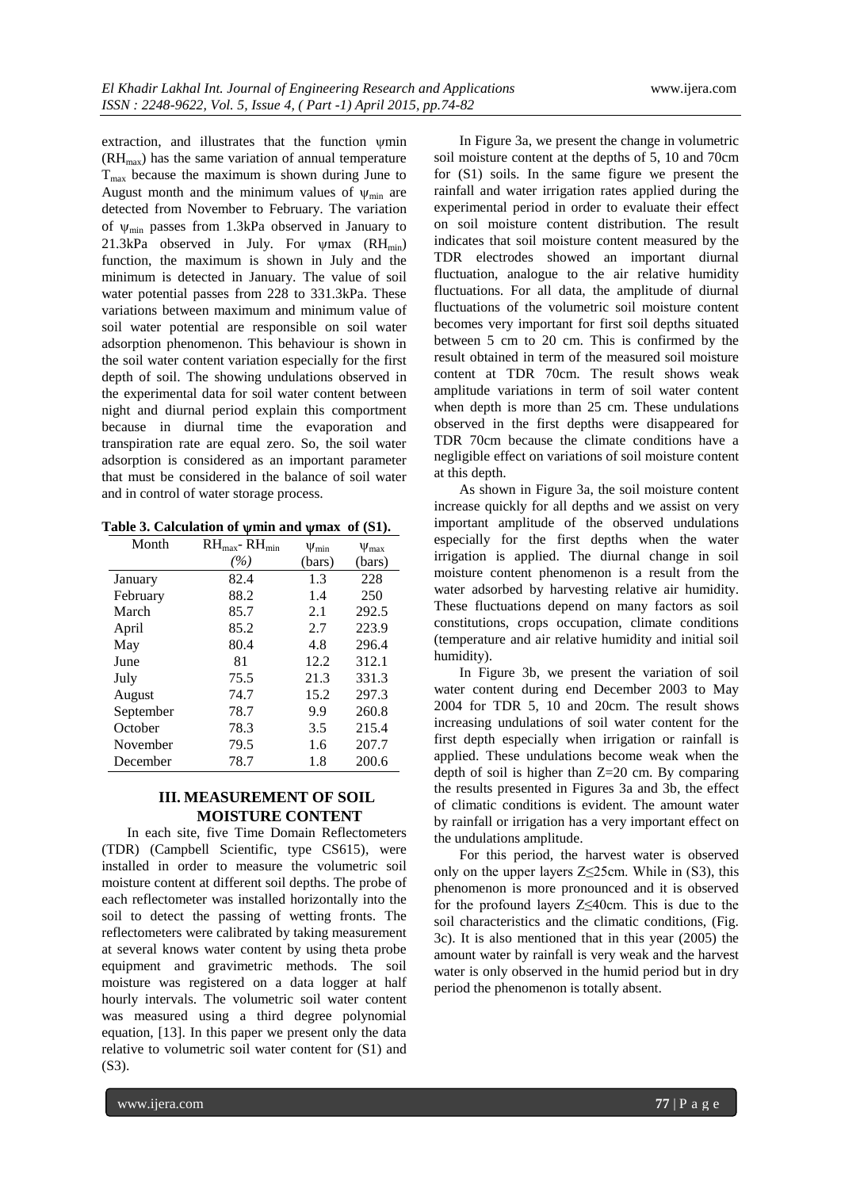extraction, and illustrates that the function ψmin ($RH_{max}$) has the same variation of annual temperature $T_{max}$ because the maximum is shown during June to August month and the minimum values of $\psi_{min}$ are detected from November to February. The variation of $\psi_{min}$ passes from 1.3kPa observed in January to 21.3kPa observed in July. For ψmax ($RH_{min}$) function, the maximum is shown in July and the minimum is detected in January. The value of soil water potential passes from 228 to 331.3kPa. These variations between maximum and minimum value of soil water potential are responsible on soil water adsorption phenomenon. This behaviour is shown in the soil water content variation especially for the first depth of soil. The showing undulations observed in the experimental data for soil water content between night and diurnal period explain this comportment because in diurnal time the evaporation and transpiration rate are equal zero. So, the soil water adsorption is considered as an important parameter that must be considered in the balance of soil water and in control of water storage process.

**Table 3. Calculation of ψmin and ψmax of (S1).**

| Month | $RH_{max}$- $RH_{min}$ (%) | $\psi_{min}$ (bars) | $\psi_{max}$ (bars) |
|---|---|---|---|
| January | 82.4 | 1.3 | 228 |
| February | 88.2 | 1.4 | 250 |
| March | 85.7 | 2.1 | 292.5 |
| April | 85.2 | 2.7 | 223.9 |
| May | 80.4 | 4.8 | 296.4 |
| June | 81 | 12.2 | 312.1 |
| July | 75.5 | 21.3 | 331.3 |
| August | 74.7 | 15.2 | 297.3 |
| September | 78.7 | 9.9 | 260.8 |
| October | 78.3 | 3.5 | 215.4 |
| November | 79.5 | 1.6 | 207.7 |
| December | 78.7 | 1.8 | 200.6 |

## III. MEASUREMENT OF SOIL MOISTURE CONTENT

In each site, five Time Domain Reflectometers (TDR) (Campbell Scientific, type CS615), were installed in order to measure the volumetric soil moisture content at different soil depths. The probe of each reflectometer was installed horizontally into the soil to detect the passing of wetting fronts. The reflectometers were calibrated by taking measurement at several knows water content by using theta probe equipment and gravimetric methods. The soil moisture was registered on a data logger at half hourly intervals. The volumetric soil water content was measured using a third degree polynomial equation, [13]. In this paper we present only the data relative to volumetric soil water content for (S1) and (S3).

In Figure 3a, we present the change in volumetric soil moisture content at the depths of 5, 10 and 70cm for (S1) soils. In the same figure we present the rainfall and water irrigation rates applied during the experimental period in order to evaluate their effect on soil moisture content distribution. The result indicates that soil moisture content measured by the TDR electrodes showed an important diurnal fluctuation, analogue to the air relative humidity fluctuations. For all data, the amplitude of diurnal fluctuations of the volumetric soil moisture content becomes very important for first soil depths situated between 5 cm to 20 cm. This is confirmed by the result obtained in term of the measured soil moisture content at TDR 70cm. The result shows weak amplitude variations in term of soil water content when depth is more than 25 cm. These undulations observed in the first depths were disappeared for TDR 70cm because the climate conditions have a negligible effect on variations of soil moisture content at this depth.

As shown in Figure 3a, the soil moisture content increase quickly for all depths and we assist on very important amplitude of the observed undulations especially for the first depths when the water irrigation is applied. The diurnal change in soil moisture content phenomenon is a result from the water adsorbed by harvesting relative air humidity. These fluctuations depend on many factors as soil constitutions, crops occupation, climate conditions (temperature and air relative humidity and initial soil humidity).

In Figure 3b, we present the variation of soil water content during end December 2003 to May 2004 for TDR 5, 10 and 20cm. The result shows increasing undulations of soil water content for the first depth especially when irrigation or rainfall is applied. These undulations become weak when the depth of soil is higher than Z=20 cm. By comparing the results presented in Figures 3a and 3b, the effect of climatic conditions is evident. The amount water by rainfall or irrigation has a very important effect on the undulations amplitude.

For this period, the harvest water is observed only on the upper layers $Z \leq 25$cm. While in (S3), this phenomenon is more pronounced and it is observed for the profound layers $Z \leq 40$cm. This is due to the soil characteristics and the climatic conditions, (Fig. 3c). It is also mentioned that in this year (2005) the amount water by rainfall is very weak and the harvest water is only observed in the humid period but in dry period the phenomenon is totally absent.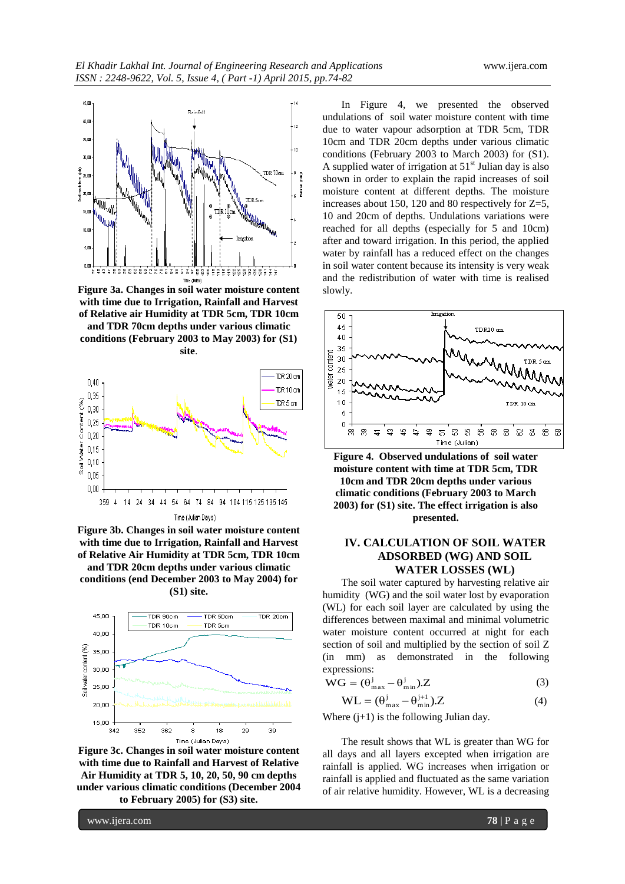**Figure 3a. Changes in soil water moisture content with time due to Irrigation, Rainfall and Harvest of Relative air Humidity at TDR 5cm, TDR 10cm and TDR 70cm depths under various climatic conditions (February 2003 to May 2003) for (S1) site**.

**Figure 3b. Changes in soil water moisture content with time due to Irrigation, Rainfall and Harvest of Relative Air Humidity at TDR 5cm, TDR 10cm and TDR 20cm depths under various climatic conditions (end December 2003 to May 2004) for (S1) site.**

**Figure 3c. Changes in soil water moisture content with time due to Rainfall and Harvest of Relative Air Humidity at TDR 5, 10, 20, 50, 90 cm depths under various climatic conditions (December 2004 to February 2005) for (S3) site.**

In Figure 4, we presented the observed undulations of soil water moisture content with time due to water vapour adsorption at TDR 5cm, TDR 10cm and TDR 20cm depths under various climatic conditions (February 2003 to March 2003) for (S1). A supplied water of irrigation at 51st Julian day is also shown in order to explain the rapid increases of soil moisture content at different depths. The moisture increases about 150, 120 and 80 respectively for Z=5, 10 and 20cm of depths. Undulations variations were reached for all depths (especially for 5 and 10cm) after and toward irrigation. In this period, the applied water by rainfall has a reduced effect on the changes in soil water content because its intensity is very weak and the redistribution of water with time is realised slowly.

**Figure 4. Observed undulations of soil water moisture content with time at TDR 5cm, TDR 10cm and TDR 20cm depths under various climatic conditions (February 2003 to March 2003) for (S1) site. The effect irrigation is also presented.**

## IV. CALCULATION OF SOIL WATER ADSORBED (WG) AND SOIL WATER LOSSES (WL)

The soil water captured by harvesting relative air humidity (WG) and the soil water lost by evaporation (WL) for each soil layer are calculated by using the differences between maximal and minimal volumetric water moisture content occurred at night for each section of soil and multiplied by the section of soil Z (in mm) as demonstrated in the following expressions:

$$WG = (\theta^{j}_{max} - \theta^{j}_{min}).Z \quad (3)$$

$$WL = (\theta^{j}_{max} - \theta^{j+1}_{min}).Z \quad (4)$$

Where (j+1) is the following Julian day.

The result shows that WL is greater than WG for all days and all layers excepted when irrigation are rainfall is applied. WG increases when irrigation or rainfall is applied and fluctuated as the same variation of air relative humidity. However, WL is a decreasing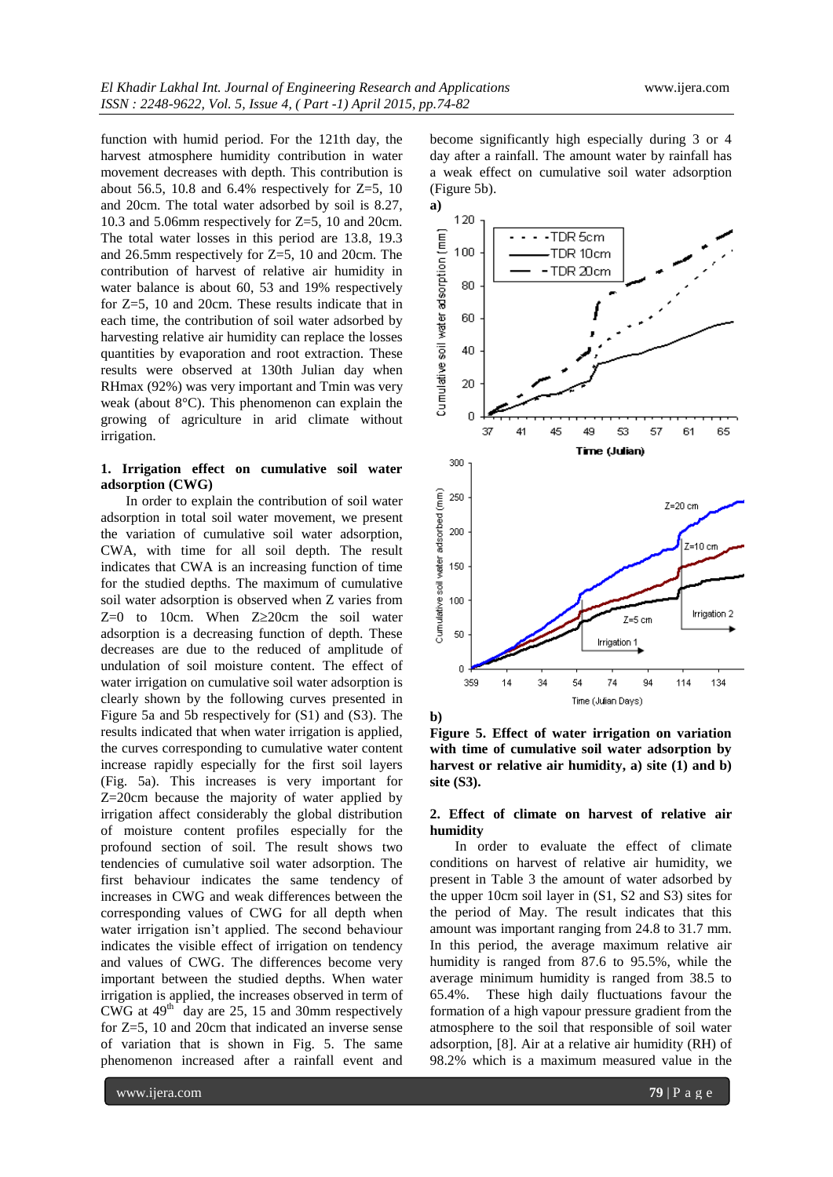function with humid period. For the 121th day, the harvest atmosphere humidity contribution in water movement decreases with depth. This contribution is about 56.5, 10.8 and 6.4% respectively for Z=5, 10 and 20cm. The total water adsorbed by soil is 8.27, 10.3 and 5.06mm respectively for Z=5, 10 and 20cm. The total water losses in this period are 13.8, 19.3 and 26.5mm respectively for Z=5, 10 and 20cm. The contribution of harvest of relative air humidity in water balance is about 60, 53 and 19% respectively for Z=5, 10 and 20cm. These results indicate that in each time, the contribution of soil water adsorbed by harvesting relative air humidity can replace the losses quantities by evaporation and root extraction. These results were observed at 130th Julian day when RHmax (92%) was very important and Tmin was very weak (about 8°C). This phenomenon can explain the growing of agriculture in arid climate without irrigation.

## 1. Irrigation effect on cumulative soil water adsorption (CWG)

In order to explain the contribution of soil water adsorption in total soil water movement, we present the variation of cumulative soil water adsorption, CWA, with time for all soil depth. The result indicates that CWA is an increasing function of time for the studied depths. The maximum of cumulative soil water adsorption is observed when Z varies from Z=0 to 10cm. When Z≥20cm the soil water adsorption is a decreasing function of depth. These decreases are due to the reduced of amplitude of undulation of soil moisture content. The effect of water irrigation on cumulative soil water adsorption is clearly shown by the following curves presented in Figure 5a and 5b respectively for (S1) and (S3). The results indicated that when water irrigation is applied, the curves corresponding to cumulative water content increase rapidly especially for the first soil layers (Fig. 5a). This increases is very important for Z=20cm because the majority of water applied by irrigation affect considerably the global distribution of moisture content profiles especially for the profound section of soil. The result shows two tendencies of cumulative soil water adsorption. The first behaviour indicates the same tendency of increases in CWG and weak differences between the corresponding values of CWG for all depth when water irrigation isn't applied. The second behaviour indicates the visible effect of irrigation on tendency and values of CWG. The differences become very important between the studied depths. When water irrigation is applied, the increases observed in term of CWG at 49th day are 25, 15 and 30mm respectively for Z=5, 10 and 20cm that indicated an inverse sense of variation that is shown in Fig. 5. The same phenomenon increased after a rainfall event and become significantly high especially during 3 or 4 day after a rainfall. The amount water by rainfall has a weak effect on cumulative soil water adsorption (Figure 5b).

a)

b)

**Figure 5. Effect of water irrigation on variation with time of cumulative soil water adsorption by harvest or relative air humidity, a) site (1) and b) site (S3).**

## 2. Effect of climate on harvest of relative air humidity

In order to evaluate the effect of climate conditions on harvest of relative air humidity, we present in Table 3 the amount of water adsorbed by the upper 10cm soil layer in (S1, S2 and S3) sites for the period of May. The result indicates that this amount was important ranging from 24.8 to 31.7 mm. In this period, the average maximum relative air humidity is ranged from 87.6 to 95.5%, while the average minimum humidity is ranged from 38.5 to 65.4%. These high daily fluctuations favour the formation of a high vapour pressure gradient from the atmosphere to the soil that responsible of soil water adsorption, [8]. Air at a relative air humidity (RH) of 98.2% which is a maximum measured value in the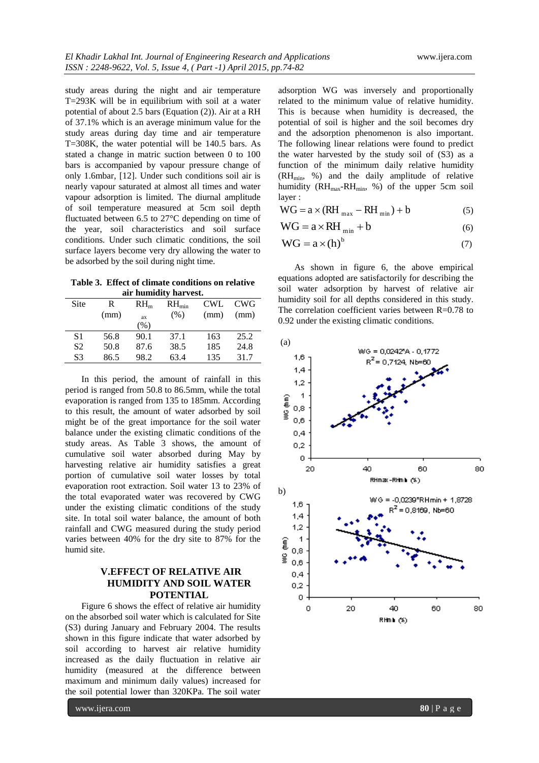study areas during the night and air temperature T=293K will be in equilibrium with soil at a water potential of about 2.5 bars (Equation (2)). Air at a RH of 37.1% which is an average minimum value for the study areas during day time and air temperature T=308K, the water potential will be 140.5 bars. As stated a change in matric suction between 0 to 100 bars is accompanied by vapour pressure change of only 1.6mbar, [12]. Under such conditions soil air is nearly vapour saturated at almost all times and water vapour adsorption is limited. The diurnal amplitude of soil temperature measured at 5cm soil depth fluctuated between 6.5 to 27°C depending on time of the year, soil characteristics and soil surface conditions. Under such climatic conditions, the soil surface layers become very dry allowing the water to be adsorbed by the soil during night time.

**Table 3. Effect of climate conditions on relative air humidity harvest.**

| Site | R (mm) | $RH_{max}$ (%) | $RH_{min}$ (%) | CWL (mm) | CWG (mm) |
|---|---|---|---|---|---|
| S1 | 56.8 | 90.1 | 37.1 | 163 | 25.2 |
| S2 | 50.8 | 87.6 | 38.5 | 185 | 24.8 |
| S3 | 86.5 | 98.2 | 63.4 | 135 | 31.7 |

In this period, the amount of rainfall in this period is ranged from 50.8 to 86.5mm, while the total evaporation is ranged from 135 to 185mm. According to this result, the amount of water adsorbed by soil might be of the great importance for the soil water balance under the existing climatic conditions of the study areas. As Table 3 shows, the amount of cumulative soil water absorbed during May by harvesting relative air humidity satisfies a great portion of cumulative soil water losses by total evaporation root extraction. Soil water 13 to 23% of the total evaporated water was recovered by CWG under the existing climatic conditions of the study site. In total soil water balance, the amount of both rainfall and CWG measured during the study period varies between 40% for the dry site to 87% for the humid site.

## V.EFFECT OF RELATIVE AIR HUMIDITY AND SOIL WATER POTENTIAL

Figure 6 shows the effect of relative air humidity on the absorbed soil water which is calculated for Site (S3) during January and February 2004. The results shown in this figure indicate that water adsorbed by soil according to harvest air relative humidity increased as the daily fluctuation in relative air humidity (measured at the difference between maximum and minimum daily values) increased for the soil potential lower than 320KPa. The soil water adsorption WG was inversely and proportionally related to the minimum value of relative humidity. This is because when humidity is decreased, the potential of soil is higher and the soil becomes dry and the adsorption phenomenon is also important. The following linear relations were found to predict the water harvested by the study soil of (S3) as a function of the minimum daily relative humidity ($RH_{min}$, %) and the daily amplitude of relative humidity ($RH_{max}$-$RH_{min}$, %) of the upper 5cm soil layer :

$$WG = a \times (RH_{max} - RH_{min}) + b \tag{5}$$

$$WG = a \times RH_{min} + b \tag{6}$$

$$WG = a \times (h)^{b} \tag{7}$$

As shown in figure 6, the above empirical equations adopted are satisfactorily for describing the soil water adsorption by harvest of relative air humidity soil for all depths considered in this study. The correlation coefficient varies between R=0.78 to 0.92 under the existing climatic conditions.

(a)

WG = 0,0242*A - 0,1772
$R^2$ = 0,7124, Nb=60

b)

WG = -0,0239*RHmin + 1,8728
$R^2$ = 0,8169, Nb=60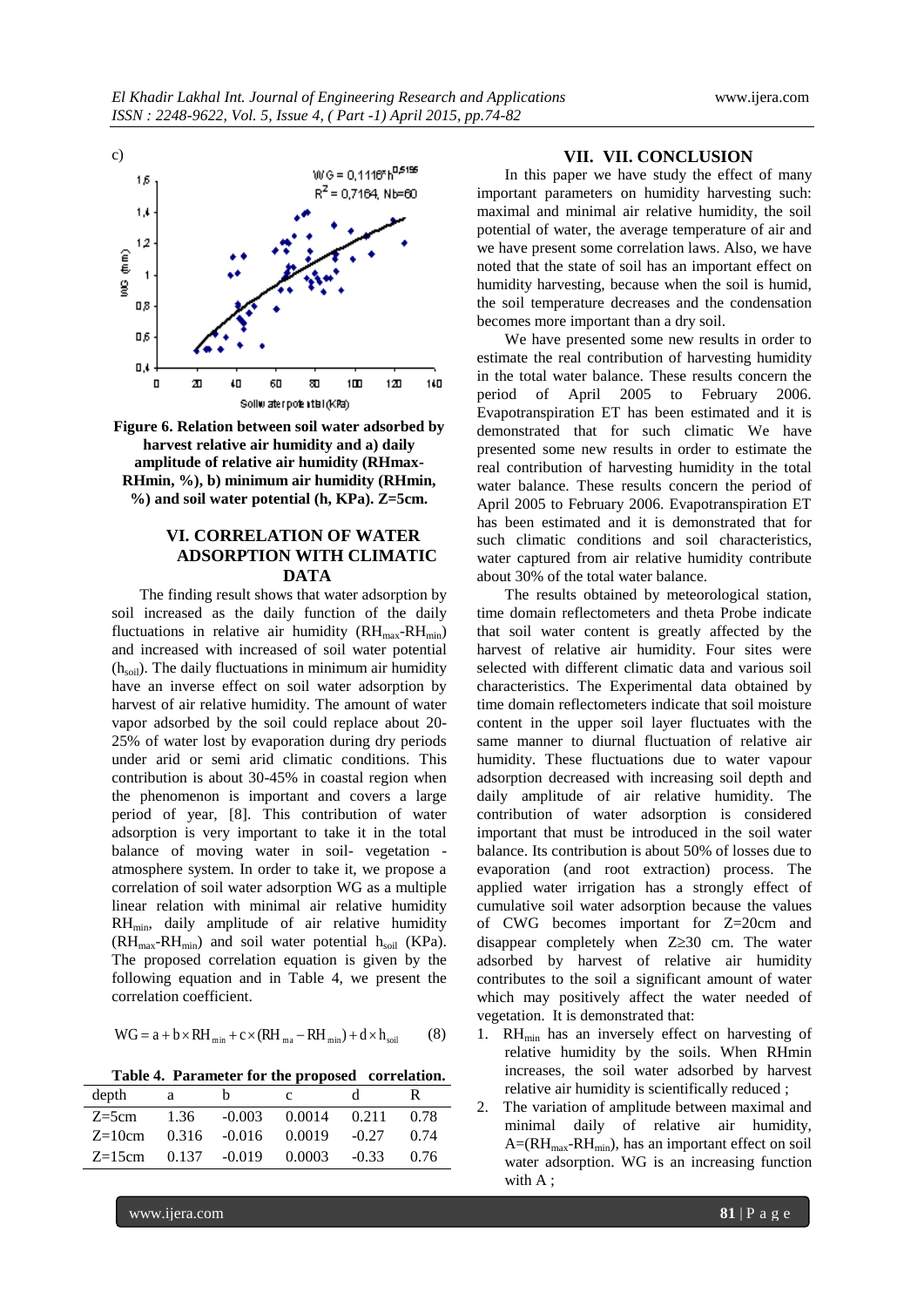c)

Figure 6. Relation between soil water adsorbed by harvest relative air humidity and a) daily amplitude of relative air humidity (RHmax-RHmin, %), b) minimum air humidity (RHmin, %) and soil water potential (h, KPa). Z=5cm.

## VI. CORRELATION OF WATER ADSORPTION WITH CLIMATIC DATA

The finding result shows that water adsorption by soil increased as the daily function of the daily fluctuations in relative air humidity ($RH_{max}$-$RH_{min}$) and increased with increased of soil water potential ($h_{soil}$). The daily fluctuations in minimum air humidity have an inverse effect on soil water adsorption by harvest of air relative humidity. The amount of water vapor adsorbed by the soil could replace about 20-25% of water lost by evaporation during dry periods under arid or semi arid climatic conditions. This contribution is about 30-45% in coastal region when the phenomenon is important and covers a large period of year, [8]. This contribution of water adsorption is very important to take it in the total balance of moving water in soil- vegetation - atmosphere system. In order to take it, we propose a correlation of soil water adsorption WG as a multiple linear relation with minimal air relative humidity $RH_{min}$, daily amplitude of air relative humidity ($RH_{max}$-$RH_{min}$) and soil water potential $h_{soil}$ (KPa). The proposed correlation equation is given by the following equation and in Table 4, we present the correlation coefficient.

$$WG = a + b \times RH_{min} + c \times (RH_{ma} - RH_{min}) + d \times h_{soil} \qquad (8)$$

**Table 4. Parameter for the proposed correlation.**

| depth | a | b | c | d | R |
|---|---|---|---|---|---|
| Z=5cm | 1.36 | -0.003 | 0.0014 | 0.211 | 0.78 |
| Z=10cm | 0.316 | -0.016 | 0.0019 | -0.27 | 0.74 |
| Z=15cm | 0.137 | -0.019 | 0.0003 | -0.33 | 0.76 |

## VII. VII. CONCLUSION

In this paper we have study the effect of many important parameters on humidity harvesting such: maximal and minimal air relative humidity, the soil potential of water, the average temperature of air and we have present some correlation laws. Also, we have noted that the state of soil has an important effect on humidity harvesting, because when the soil is humid, the soil temperature decreases and the condensation becomes more important than a dry soil.

We have presented some new results in order to estimate the real contribution of harvesting humidity in the total water balance. These results concern the period of April 2005 to February 2006. Evapotranspiration ET has been estimated and it is demonstrated that for such climatic We have presented some new results in order to estimate the real contribution of harvesting humidity in the total water balance. These results concern the period of April 2005 to February 2006. Evapotranspiration ET has been estimated and it is demonstrated that for such climatic conditions and soil characteristics, water captured from air relative humidity contribute about 30% of the total water balance.

The results obtained by meteorological station, time domain reflectometers and theta Probe indicate that soil water content is greatly affected by the harvest of relative air humidity. Four sites were selected with different climatic data and various soil characteristics. The Experimental data obtained by time domain reflectometers indicate that soil moisture content in the upper soil layer fluctuates with the same manner to diurnal fluctuation of relative air humidity. These fluctuations due to water vapour adsorption decreased with increasing soil depth and daily amplitude of air relative humidity. The contribution of water adsorption is considered important that must be introduced in the soil water balance. Its contribution is about 50% of losses due to evaporation (and root extraction) process. The applied water irrigation has a strongly effect of cumulative soil water adsorption because the values of CWG becomes important for Z=20cm and disappear completely when Z≥30 cm. The water adsorbed by harvest of relative air humidity contributes to the soil a significant amount of water which may positively affect the water needed of vegetation. It is demonstrated that:

1. $RH_{min}$ has an inversely effect on harvesting of relative humidity by the soils. When RHmin increases, the soil water adsorbed by harvest relative air humidity is scientifically reduced ;
2. The variation of amplitude between maximal and minimal daily of relative air humidity, A=($RH_{max}$-$RH_{min}$), has an important effect on soil water adsorption. WG is an increasing function with A ;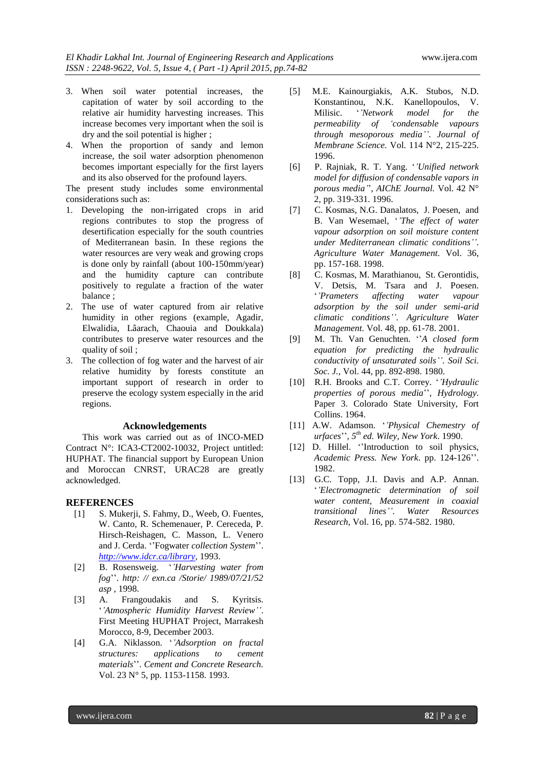3. When soil water potential increases, the capitation of water by soil according to the relative air humidity harvesting increases. This increase becomes very important when the soil is dry and the soil potential is higher ;
4. When the proportion of sandy and lemon increase, the soil water adsorption phenomenon becomes important especially for the first layers and its also observed for the profound layers.

The present study includes some environmental considerations such as:

1. Developing the non-irrigated crops in arid regions contributes to stop the progress of desertification especially for the south countries of Mediterranean basin. In these regions the water resources are very weak and growing crops is done only by rainfall (about 100-150mm/year) and the humidity capture can contribute positively to regulate a fraction of the water balance ;
2. The use of water captured from air relative humidity in other regions (example, Agadir, Elwalidia, Lâarach, Chaouia and Doukkala) contributes to preserve water resources and the quality of soil ;
3. The collection of fog water and the harvest of air relative humidity by forests constitute an important support of research in order to preserve the ecology system especially in the arid regions.

## Acknowledgements

This work was carried out as of INCO-MED Contract N°: ICA3-CT2002-10032, Project untitled: HUPHAT. The financial support by European Union and Moroccan CNRST, URAC28 are greatly acknowledged.

## REFERENCES

[1] S. Mukerji, S. Fahmy, D., Weeb, O. Fuentes, W. Canto, R. Schemenauer, P. Cereceda, P. Hirsch-Reishagen, C. Masson, L. Venero and J. Cerda. ''Fogwater *collection System*''. *http://www.idcr.ca/library*, 1993.

[2] B. Rosensweig. '*'Harvesting water from fog*''. *http: // exn.ca /Storie/ 1989/07/21/52 asp* , 1998.

[3] A. Frangoudakis and S. Kyritsis. '*'Atmospheric Humidity Harvest Review''*. First Meeting HUPHAT Project, Marrakesh Morocco, 8-9, December 2003.

[4] G.A. Niklasson. '*'Adsorption on fractal structures: applications to cement materials*''. *Cement and Concrete Research.* Vol. 23 N° 5, pp. 1153-1158. 1993.

[5] M.E. Kainourgiakis, A.K. Stubos, N.D. Konstantinou, N.K. Kanellopoulos, V. Milisic. '*'Network model for the permeability of 'condensable vapours through mesoporous media''*. *Journal of Membrane Science.* Vol. 114 N°2, 215-225. 1996.

[6] P. Rajniak, R. T. Yang. '*'Unified network model for diffusion of condensable vapors in porous media"*, *AIChE Journal.* Vol. 42 N° 2, pp. 319-331. 1996.

[7] C. Kosmas, N.G. Danalatos, J. Poesen, and B. Van Wesemael, '*'The effect of water vapour adsorption on soil moisture content under Mediterranean climatic conditions''*. *Agriculture Water Management.* Vol. 36, pp. 157-168. 1998.

[8] C. Kosmas, M. Marathianou, St. Gerontidis, V. Detsis, M. Tsara and J. Poesen. '*'Prameters affecting water vapour adsorption by the soil under semi-arid climatic conditions''*. *Agriculture Water Management.* Vol. 48, pp. 61-78. 2001.

[9] M. Th. Van Genuchten. ''*A closed form equation for predicting the hydraulic conductivity of unsaturated soils''*. *Soil Sci. Soc. J.*, Vol. 44, pp. 892-898. 1980.

[10] R.H. Brooks and C.T. Correy. '*'Hydraulic properties of porous media*'', *Hydrology*. Paper 3. Colorado State University, Fort Collins. 1964.

[11] A.W. Adamson. '*'Physical Chemestry of urfaces*'', *5th ed. Wiley, New York*. 1990.

[12] D. Hillel. ''Introduction to soil physics, *Academic Press. New York*. pp. 124-126''. 1982.

[13] G.C. Topp, J.I. Davis and A.P. Annan. '*'Electromagnetic determination of soil water content, Measurement in coaxial transitional lines''. Water Resources Research*, Vol. 16, pp. 574-582. 1980.